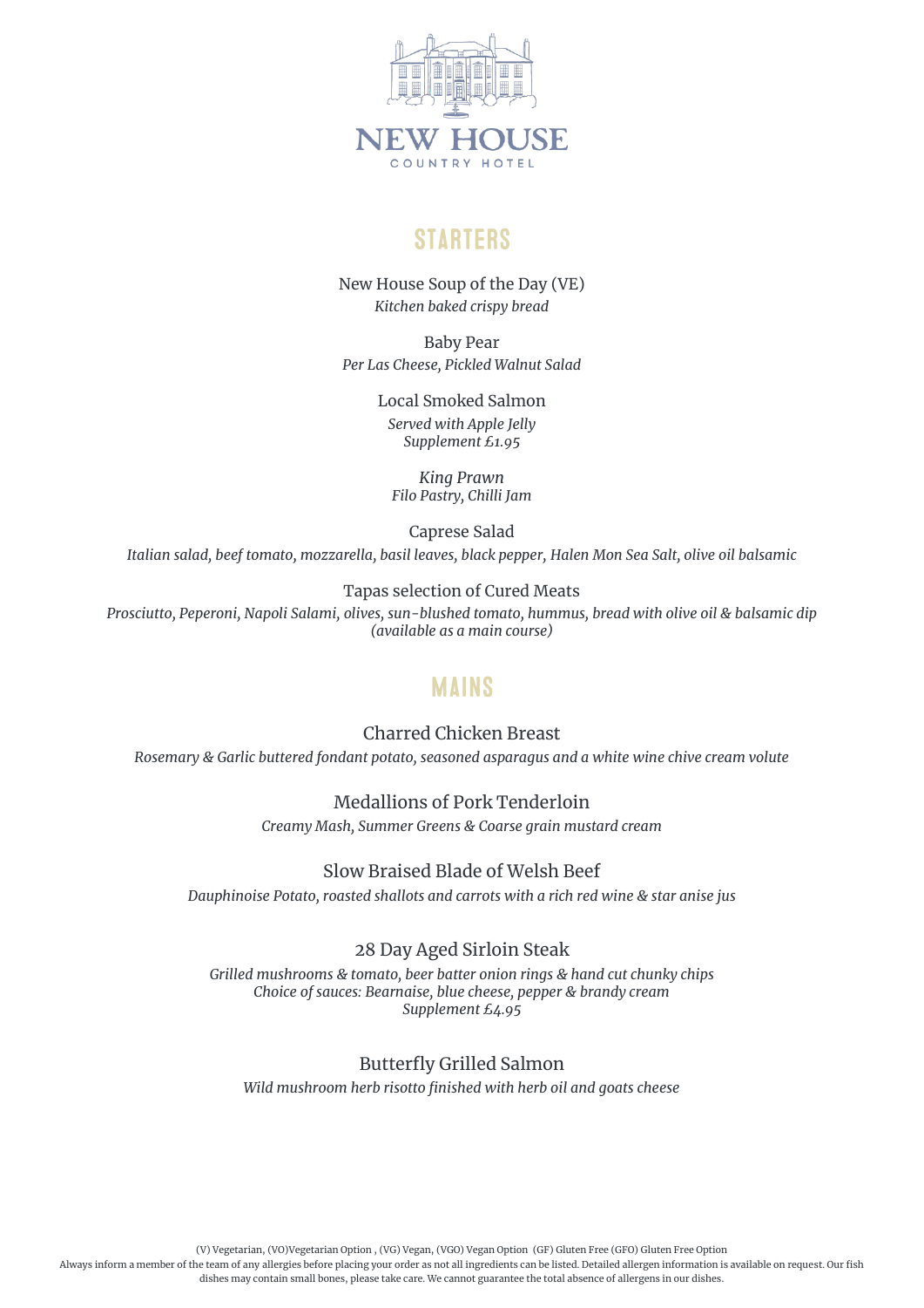# NEW HOUSE

COUNTRY HOTEL

## STARTERS

New House Soup of the Day (VE)
*Kitchen baked crispy bread*

Baby Pear
*Per Las Cheese, Pickled Walnut Salad*

Local Smoked Salmon
*Served with Apple Jelly*
*Supplement £1.95*

*King Prawn*
*Filo Pastry, Chilli Jam*

Caprese Salad
*Italian salad, beef tomato, mozzarella, basil leaves, black pepper, Halen Mon Sea Salt, olive oil balsamic*

Tapas selection of Cured Meats
*Prosciutto, Peperoni, Napoli Salami, olives, sun-blushed tomato, hummus, bread with olive oil & balsamic dip*
*(available as a main course)*

## MAINS

Charred Chicken Breast
*Rosemary & Garlic buttered fondant potato, seasoned asparagus and a white wine chive cream volute*

Medallions of Pork Tenderloin
*Creamy Mash, Summer Greens & Coarse grain mustard cream*

Slow Braised Blade of Welsh Beef
*Dauphinoise Potato, roasted shallots and carrots with a rich red wine & star anise jus*

28 Day Aged Sirloin Steak
*Grilled mushrooms & tomato, beer batter onion rings & hand cut chunky chips*
*Choice of sauces: Bearnaise, blue cheese, pepper & brandy cream*
*Supplement £4.95*

Butterfly Grilled Salmon
*Wild mushroom herb risotto finished with herb oil and goats cheese*

(V) Vegetarian, (VO)Vegetarian Option , (VG) Vegan, (VGO) Vegan Option (GF) Gluten Free (GFO) Gluten Free Option
Always inform a member of the team of any allergies before placing your order as not all ingredients can be listed. Detailed allergen information is available on request. Our fish dishes may contain small bones, please take care. We cannot guarantee the total absence of allergens in our dishes.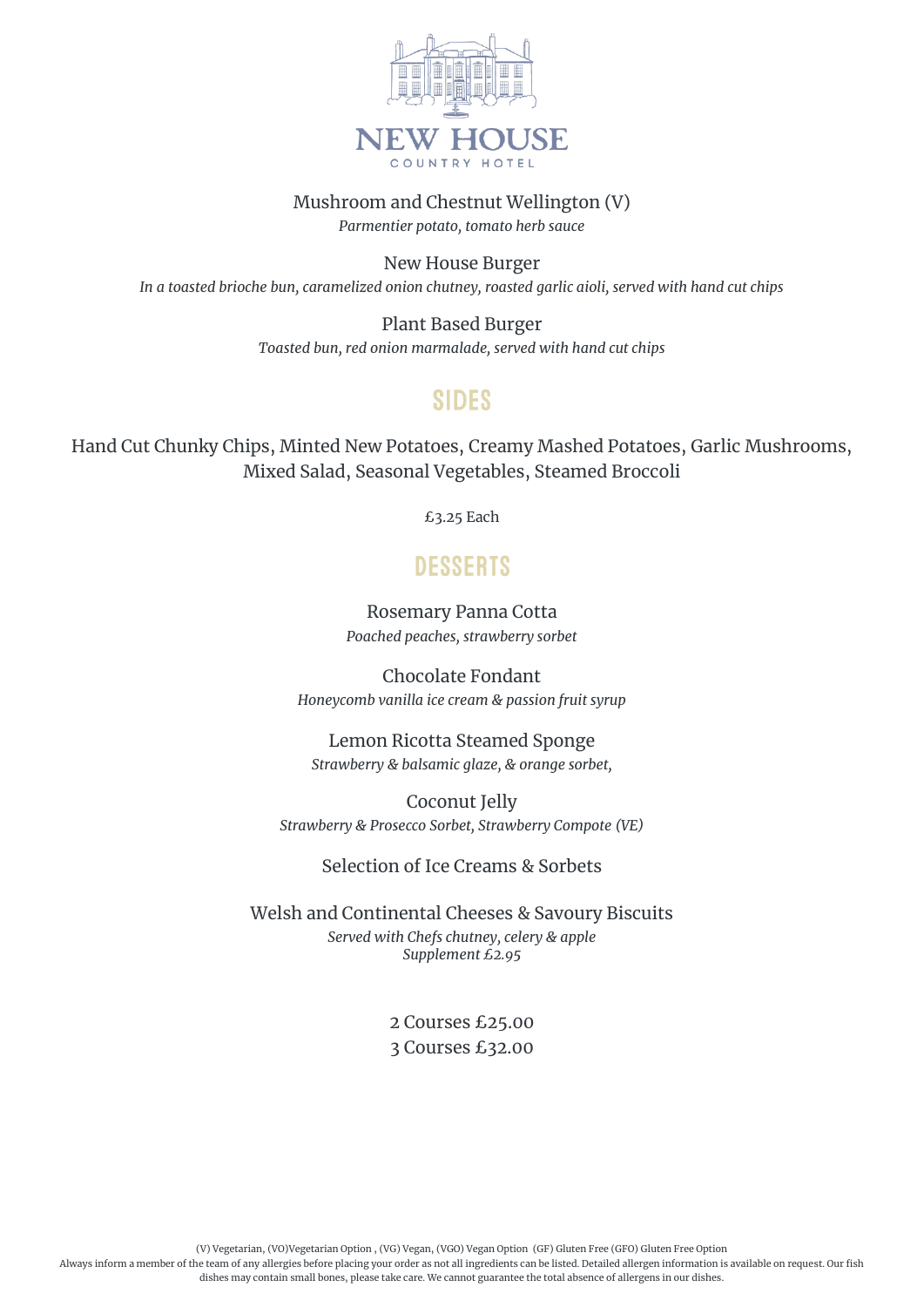NEW HOUSE

COUNTRY HOTEL

Mushroom and Chestnut Wellington (V)

*Parmentier potato, tomato herb sauce*

New House Burger

*In a toasted brioche bun, caramelized onion chutney, roasted garlic aioli, served with hand cut chips*

Plant Based Burger

*Toasted bun, red onion marmalade, served with hand cut chips*

## SIDES

Hand Cut Chunky Chips, Minted New Potatoes, Creamy Mashed Potatoes, Garlic Mushrooms, Mixed Salad, Seasonal Vegetables, Steamed Broccoli

£3.25 Each

## DESSERTS

Rosemary Panna Cotta

*Poached peaches, strawberry sorbet*

Chocolate Fondant

*Honeycomb vanilla ice cream & passion fruit syrup*

Lemon Ricotta Steamed Sponge

*Strawberry & balsamic glaze, & orange sorbet,*

Coconut Jelly

*Strawberry & Prosecco Sorbet, Strawberry Compote (VE)*

Selection of Ice Creams & Sorbets

Welsh and Continental Cheeses & Savoury Biscuits

*Served with Chefs chutney, celery & apple*
*Supplement £2.95*

2 Courses £25.00
3 Courses £32.00

(V) Vegetarian, (VO)Vegetarian Option , (VG) Vegan, (VGO) Vegan Option (GF) Gluten Free (GFO) Gluten Free Option

Always inform a member of the team of any allergies before placing your order as not all ingredients can be listed. Detailed allergen information is available on request. Our fish dishes may contain small bones, please take care. We cannot guarantee the total absence of allergens in our dishes.